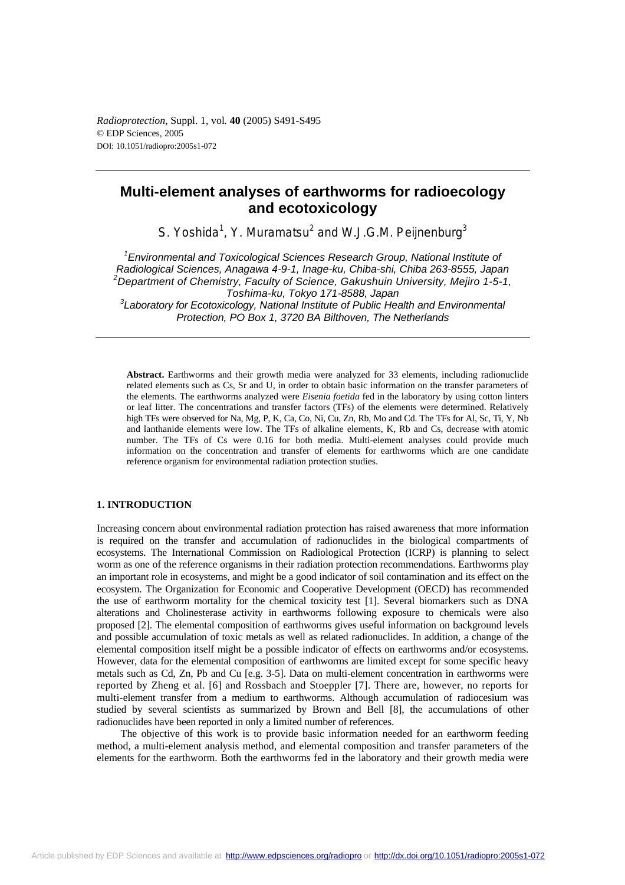*Radioprotection*, Suppl. 1, vol. **40** (2005) S491-S495
© EDP Sciences, 2005
DOI: 10.1051/radiopro:2005s1-072

# Multi-element analyses of earthworms for radioecology and ecotoxicology

S. Yoshida[1], Y. Muramatsu[2] and W.J.G.M. Peijnenburg[3]

[1]Environmental and Toxicological Sciences Research Group, National Institute of Radiological Sciences, Anagawa 4-9-1, Inage-ku, Chiba-shi, Chiba 263-8555, Japan
[2]Department of Chemistry, Faculty of Science, Gakushuin University, Mejiro 1-5-1, Toshima-ku, Tokyo 171-8588, Japan
[3]Laboratory for Ecotoxicology, National Institute of Public Health and Environmental Protection, PO Box 1, 3720 BA Bilthoven, The Netherlands

**Abstract.** Earthworms and their growth media were analyzed for 33 elements, including radionuclide related elements such as Cs, Sr and U, in order to obtain basic information on the transfer parameters of the elements. The earthworms analyzed were *Eisenia foetida* fed in the laboratory by using cotton linters or leaf litter. The concentrations and transfer factors (TFs) of the elements were determined. Relatively high TFs were observed for Na, Mg, P, K, Ca, Co, Ni, Cu, Zn, Rb, Mo and Cd. The TFs for Al, Sc, Ti, Y, Nb and lanthanide elements were low. The TFs of alkaline elements, K, Rb and Cs, decrease with atomic number. The TFs of Cs were 0.16 for both media. Multi-element analyses could provide much information on the concentration and transfer of elements for earthworms which are one candidate reference organism for environmental radiation protection studies.

## 1. INTRODUCTION

Increasing concern about environmental radiation protection has raised awareness that more information is required on the transfer and accumulation of radionuclides in the biological compartments of ecosystems. The International Commission on Radiological Protection (ICRP) is planning to select worm as one of the reference organisms in their radiation protection recommendations. Earthworms play an important role in ecosystems, and might be a good indicator of soil contamination and its effect on the ecosystem. The Organization for Economic and Cooperative Development (OECD) has recommended the use of earthworm mortality for the chemical toxicity test [1]. Several biomarkers such as DNA alterations and Cholinesterase activity in earthworms following exposure to chemicals were also proposed [2]. The elemental composition of earthworms gives useful information on background levels and possible accumulation of toxic metals as well as related radionuclides. In addition, a change of the elemental composition itself might be a possible indicator of effects on earthworms and/or ecosystems. However, data for the elemental composition of earthworms are limited except for some specific heavy metals such as Cd, Zn, Pb and Cu [e.g. 3-5]. Data on multi-element concentration in earthworms were reported by Zheng et al. [6] and Rossbach and Stoeppler [7]. There are, however, no reports for multi-element transfer from a medium to earthworms. Although accumulation of radiocesium was studied by several scientists as summarized by Brown and Bell [8], the accumulations of other radionuclides have been reported in only a limited number of references.

The objective of this work is to provide basic information needed for an earthworm feeding method, a multi-element analysis method, and elemental composition and transfer parameters of the elements for the earthworm. Both the earthworms fed in the laboratory and their growth media were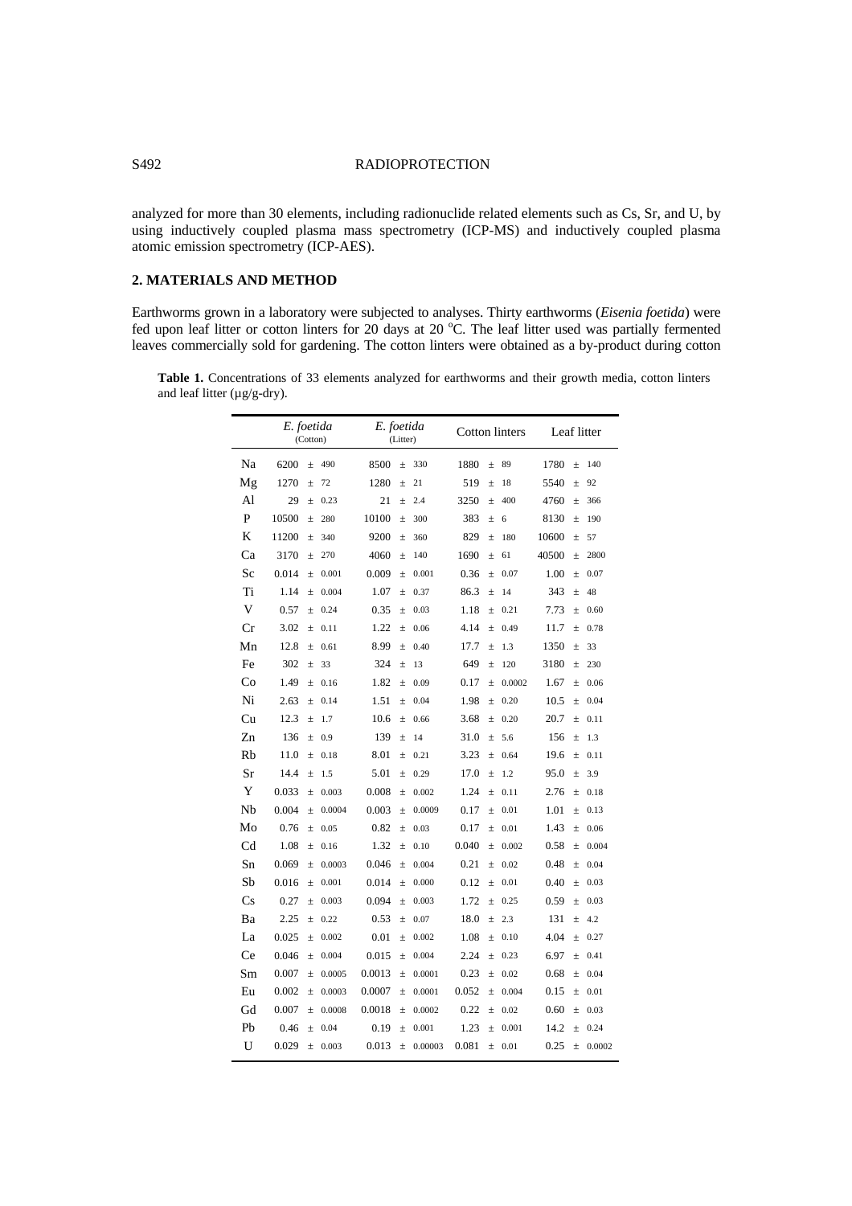analyzed for more than 30 elements, including radionuclide related elements such as Cs, Sr, and U, by using inductively coupled plasma mass spectrometry (ICP-MS) and inductively coupled plasma atomic emission spectrometry (ICP-AES).

## 2. MATERIALS AND METHOD

Earthworms grown in a laboratory were subjected to analyses. Thirty earthworms (*Eisenia foetida*) were fed upon leaf litter or cotton linters for 20 days at 20 °C. The leaf litter used was partially fermented leaves commercially sold for gardening. The cotton linters were obtained as a by-product during cotton

**Table 1.** Concentrations of 33 elements analyzed for earthworms and their growth media, cotton linters and leaf litter (μg/g-dry).

| | *E. foetida* (Cotton) | *E. foetida* (Litter) | Cotton linters | Leaf litter |
|---|---|---|---|---|
| Na | 6200 ± 490 | 8500 ± 330 | 1880 ± 89 | 1780 ± 140 |
| Mg | 1270 ± 72 | 1280 ± 21 | 519 ± 18 | 5540 ± 92 |
| Al | 29 ± 0.23 | 21 ± 2.4 | 3250 ± 400 | 4760 ± 366 |
| P | 10500 ± 280 | 10100 ± 300 | 383 ± 6 | 8130 ± 190 |
| K | 11200 ± 340 | 9200 ± 360 | 829 ± 180 | 10600 ± 57 |
| Ca | 3170 ± 270 | 4060 ± 140 | 1690 ± 61 | 40500 ± 2800 |
| Sc | 0.014 ± 0.001 | 0.009 ± 0.001 | 0.36 ± 0.07 | 1.00 ± 0.07 |
| Ti | 1.14 ± 0.004 | 1.07 ± 0.37 | 86.3 ± 14 | 343 ± 48 |
| V | 0.57 ± 0.24 | 0.35 ± 0.03 | 1.18 ± 0.21 | 7.73 ± 0.60 |
| Cr | 3.02 ± 0.11 | 1.22 ± 0.06 | 4.14 ± 0.49 | 11.7 ± 0.78 |
| Mn | 12.8 ± 0.61 | 8.99 ± 0.40 | 17.7 ± 1.3 | 1350 ± 33 |
| Fe | 302 ± 33 | 324 ± 13 | 649 ± 120 | 3180 ± 230 |
| Co | 1.49 ± 0.16 | 1.82 ± 0.09 | 0.17 ± 0.0002 | 1.67 ± 0.06 |
| Ni | 2.63 ± 0.14 | 1.51 ± 0.04 | 1.98 ± 0.20 | 10.5 ± 0.04 |
| Cu | 12.3 ± 1.7 | 10.6 ± 0.66 | 3.68 ± 0.20 | 20.7 ± 0.11 |
| Zn | 136 ± 0.9 | 139 ± 14 | 31.0 ± 5.6 | 156 ± 1.3 |
| Rb | 11.0 ± 0.18 | 8.01 ± 0.21 | 3.23 ± 0.64 | 19.6 ± 0.11 |
| Sr | 14.4 ± 1.5 | 5.01 ± 0.29 | 17.0 ± 1.2 | 95.0 ± 3.9 |
| Y | 0.033 ± 0.003 | 0.008 ± 0.002 | 1.24 ± 0.11 | 2.76 ± 0.18 |
| Nb | 0.004 ± 0.0004 | 0.003 ± 0.0009 | 0.17 ± 0.01 | 1.01 ± 0.13 |
| Mo | 0.76 ± 0.05 | 0.82 ± 0.03 | 0.17 ± 0.01 | 1.43 ± 0.06 |
| Cd | 1.08 ± 0.16 | 1.32 ± 0.10 | 0.040 ± 0.002 | 0.58 ± 0.004 |
| Sn | 0.069 ± 0.0003 | 0.046 ± 0.004 | 0.21 ± 0.02 | 0.48 ± 0.04 |
| Sb | 0.016 ± 0.001 | 0.014 ± 0.000 | 0.12 ± 0.01 | 0.40 ± 0.03 |
| Cs | 0.27 ± 0.003 | 0.094 ± 0.003 | 1.72 ± 0.25 | 0.59 ± 0.03 |
| Ba | 2.25 ± 0.22 | 0.53 ± 0.07 | 18.0 ± 2.3 | 131 ± 4.2 |
| La | 0.025 ± 0.002 | 0.01 ± 0.002 | 1.08 ± 0.10 | 4.04 ± 0.27 |
| Ce | 0.046 ± 0.004 | 0.015 ± 0.004 | 2.24 ± 0.23 | 6.97 ± 0.41 |
| Sm | 0.007 ± 0.0005 | 0.0013 ± 0.0001 | 0.23 ± 0.02 | 0.68 ± 0.04 |
| Eu | 0.002 ± 0.0003 | 0.0007 ± 0.0001 | 0.052 ± 0.004 | 0.15 ± 0.01 |
| Gd | 0.007 ± 0.0008 | 0.0018 ± 0.0002 | 0.22 ± 0.02 | 0.60 ± 0.03 |
| Pb | 0.46 ± 0.04 | 0.19 ± 0.001 | 1.23 ± 0.001 | 14.2 ± 0.24 |
| U | 0.029 ± 0.003 | 0.013 ± 0.00003 | 0.081 ± 0.01 | 0.25 ± 0.0002 |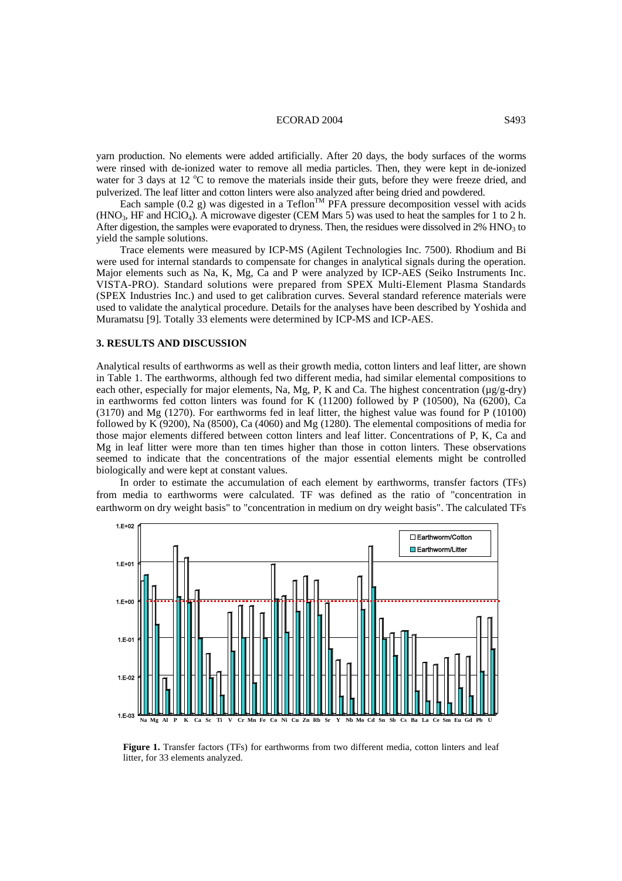yarn production. No elements were added artificially. After 20 days, the body surfaces of the worms were rinsed with de-ionized water to remove all media particles. Then, they were kept in de-ionized water for 3 days at 12 °C to remove the materials inside their guts, before they were freeze dried, and pulverized. The leaf litter and cotton linters were also analyzed after being dried and powdered.

Each sample (0.2 g) was digested in a Teflon™ PFA pressure decomposition vessel with acids ($HNO_3$, HF and $HClO_4$). A microwave digester (CEM Mars 5) was used to heat the samples for 1 to 2 h. After digestion, the samples were evaporated to dryness. Then, the residues were dissolved in 2% $HNO_3$ to yield the sample solutions.

Trace elements were measured by ICP-MS (Agilent Technologies Inc. 7500). Rhodium and Bi were used for internal standards to compensate for changes in analytical signals during the operation. Major elements such as Na, K, Mg, Ca and P were analyzed by ICP-AES (Seiko Instruments Inc. VISTA-PRO). Standard solutions were prepared from SPEX Multi-Element Plasma Standards (SPEX Industries Inc.) and used to get calibration curves. Several standard reference materials were used to validate the analytical procedure. Details for the analyses have been described by Yoshida and Muramatsu [9]. Totally 33 elements were determined by ICP-MS and ICP-AES.

### 3. RESULTS AND DISCUSSION

Analytical results of earthworms as well as their growth media, cotton linters and leaf litter, are shown in Table 1. The earthworms, although fed two different media, had similar elemental compositions to each other, especially for major elements, Na, Mg, P, K and Ca. The highest concentration (µg/g-dry) in earthworms fed cotton linters was found for K (11200) followed by P (10500), Na (6200), Ca (3170) and Mg (1270). For earthworms fed in leaf litter, the highest value was found for P (10100) followed by K (9200), Na (8500), Ca (4060) and Mg (1280). The elemental compositions of media for those major elements differed between cotton linters and leaf litter. Concentrations of P, K, Ca and Mg in leaf litter were more than ten times higher than those in cotton linters. These observations seemed to indicate that the concentrations of the major essential elements might be controlled biologically and were kept at constant values.

In order to estimate the accumulation of each element by earthworms, transfer factors (TFs) from media to earthworms were calculated. TF was defined as the ratio of "concentration in earthworm on dry weight basis" to "concentration in medium on dry weight basis". The calculated TFs

**Figure 1.** Transfer factors (TFs) for earthworms from two different media, cotton linters and leaf litter, for 33 elements analyzed.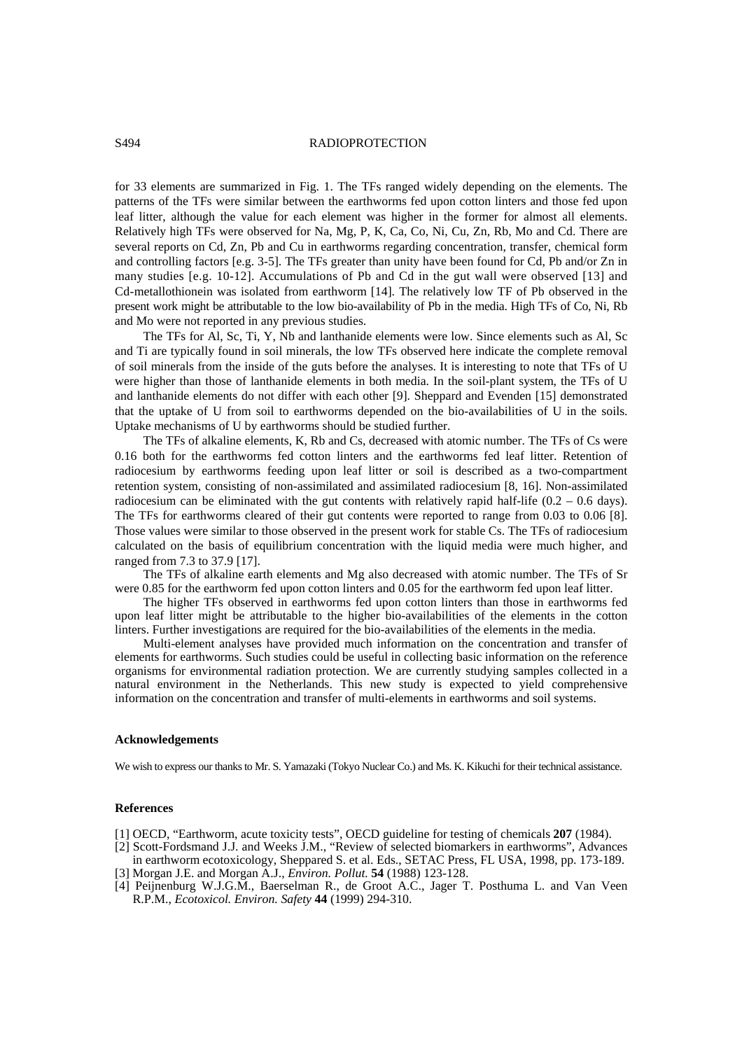for 33 elements are summarized in Fig. 1. The TFs ranged widely depending on the elements. The patterns of the TFs were similar between the earthworms fed upon cotton linters and those fed upon leaf litter, although the value for each element was higher in the former for almost all elements. Relatively high TFs were observed for Na, Mg, P, K, Ca, Co, Ni, Cu, Zn, Rb, Mo and Cd. There are several reports on Cd, Zn, Pb and Cu in earthworms regarding concentration, transfer, chemical form and controlling factors [e.g. 3-5]. The TFs greater than unity have been found for Cd, Pb and/or Zn in many studies [e.g. 10-12]. Accumulations of Pb and Cd in the gut wall were observed [13] and Cd-metallothionein was isolated from earthworm [14]. The relatively low TF of Pb observed in the present work might be attributable to the low bio-availability of Pb in the media. High TFs of Co, Ni, Rb and Mo were not reported in any previous studies.

The TFs for Al, Sc, Ti, Y, Nb and lanthanide elements were low. Since elements such as Al, Sc and Ti are typically found in soil minerals, the low TFs observed here indicate the complete removal of soil minerals from the inside of the guts before the analyses. It is interesting to note that TFs of U were higher than those of lanthanide elements in both media. In the soil-plant system, the TFs of U and lanthanide elements do not differ with each other [9]. Sheppard and Evenden [15] demonstrated that the uptake of U from soil to earthworms depended on the bio-availabilities of U in the soils. Uptake mechanisms of U by earthworms should be studied further.

The TFs of alkaline elements, K, Rb and Cs, decreased with atomic number. The TFs of Cs were 0.16 both for the earthworms fed cotton linters and the earthworms fed leaf litter. Retention of radiocesium by earthworms feeding upon leaf litter or soil is described as a two-compartment retention system, consisting of non-assimilated and assimilated radiocesium [8, 16]. Non-assimilated radiocesium can be eliminated with the gut contents with relatively rapid half-life (0.2 – 0.6 days). The TFs for earthworms cleared of their gut contents were reported to range from 0.03 to 0.06 [8]. Those values were similar to those observed in the present work for stable Cs. The TFs of radiocesium calculated on the basis of equilibrium concentration with the liquid media were much higher, and ranged from 7.3 to 37.9 [17].

The TFs of alkaline earth elements and Mg also decreased with atomic number. The TFs of Sr were 0.85 for the earthworm fed upon cotton linters and 0.05 for the earthworm fed upon leaf litter.

The higher TFs observed in earthworms fed upon cotton linters than those in earthworms fed upon leaf litter might be attributable to the higher bio-availabilities of the elements in the cotton linters. Further investigations are required for the bio-availabilities of the elements in the media.

Multi-element analyses have provided much information on the concentration and transfer of elements for earthworms. Such studies could be useful in collecting basic information on the reference organisms for environmental radiation protection. We are currently studying samples collected in a natural environment in the Netherlands. This new study is expected to yield comprehensive information on the concentration and transfer of multi-elements in earthworms and soil systems.

#### Acknowledgements

We wish to express our thanks to Mr. S. Yamazaki (Tokyo Nuclear Co.) and Ms. K. Kikuchi for their technical assistance.

#### References

[1] OECD, "Earthworm, acute toxicity tests", OECD guideline for testing of chemicals **207** (1984).

[2] Scott-Fordsmand J.J. and Weeks J.M., "Review of selected biomarkers in earthworms", Advances in earthworm ecotoxicology, Sheppared S. et al. Eds., SETAC Press, FL USA, 1998, pp. 173-189.

[3] Morgan J.E. and Morgan A.J., *Environ. Pollut.* **54** (1988) 123-128.

[4] Peijnenburg W.J.G.M., Baerselman R., de Groot A.C., Jager T. Posthuma L. and Van Veen R.P.M., *Ecotoxicol. Environ. Safety* **44** (1999) 294-310.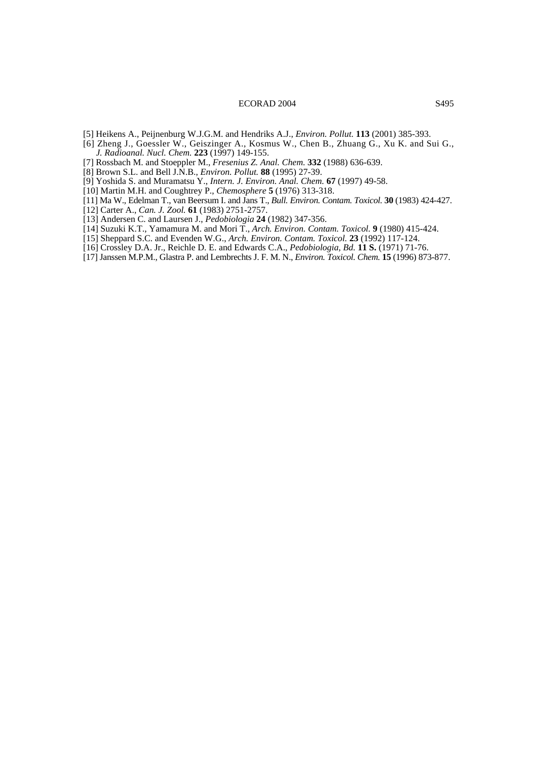[5] Heikens A., Peijnenburg W.J.G.M. and Hendriks A.J., *Environ. Pollut.* **113** (2001) 385-393.

[6] Zheng J., Goessler W., Geiszinger A., Kosmus W., Chen B., Zhuang G., Xu K. and Sui G., *J. Radioanal. Nucl. Chem.* **223** (1997) 149-155.

[7] Rossbach M. and Stoeppler M., *Fresenius Z. Anal. Chem.* **332** (1988) 636-639.

[8] Brown S.L. and Bell J.N.B., *Environ. Pollut.* **88** (1995) 27-39.

[9] Yoshida S. and Muramatsu Y., *Intern. J. Environ. Anal. Chem.* **67** (1997) 49-58.

[10] Martin M.H. and Coughtrey P., *Chemosphere* **5** (1976) 313-318.

[11] Ma W., Edelman T., van Beersum I. and Jans T., *Bull. Environ. Contam. Toxicol.* **30** (1983) 424-427.

[12] Carter A., *Can. J. Zool.* **61** (1983) 2751-2757.

[13] Andersen C. and Laursen J., *Pedobiologia* **24** (1982) 347-356.

[14] Suzuki K.T., Yamamura M. and Mori T., *Arch. Environ. Contam. Toxicol.* **9** (1980) 415-424.

[15] Sheppard S.C. and Evenden W.G., *Arch. Environ. Contam. Toxicol.* **23** (1992) 117-124.

[16] Crossley D.A. Jr., Reichle D. E. and Edwards C.A., *Pedobiologia, Bd.* **11 S.** (1971) 71-76.

[17] Janssen M.P.M., Glastra P. and Lembrechts J. F. M. N., *Environ. Toxicol. Chem.* **15** (1996) 873-877.